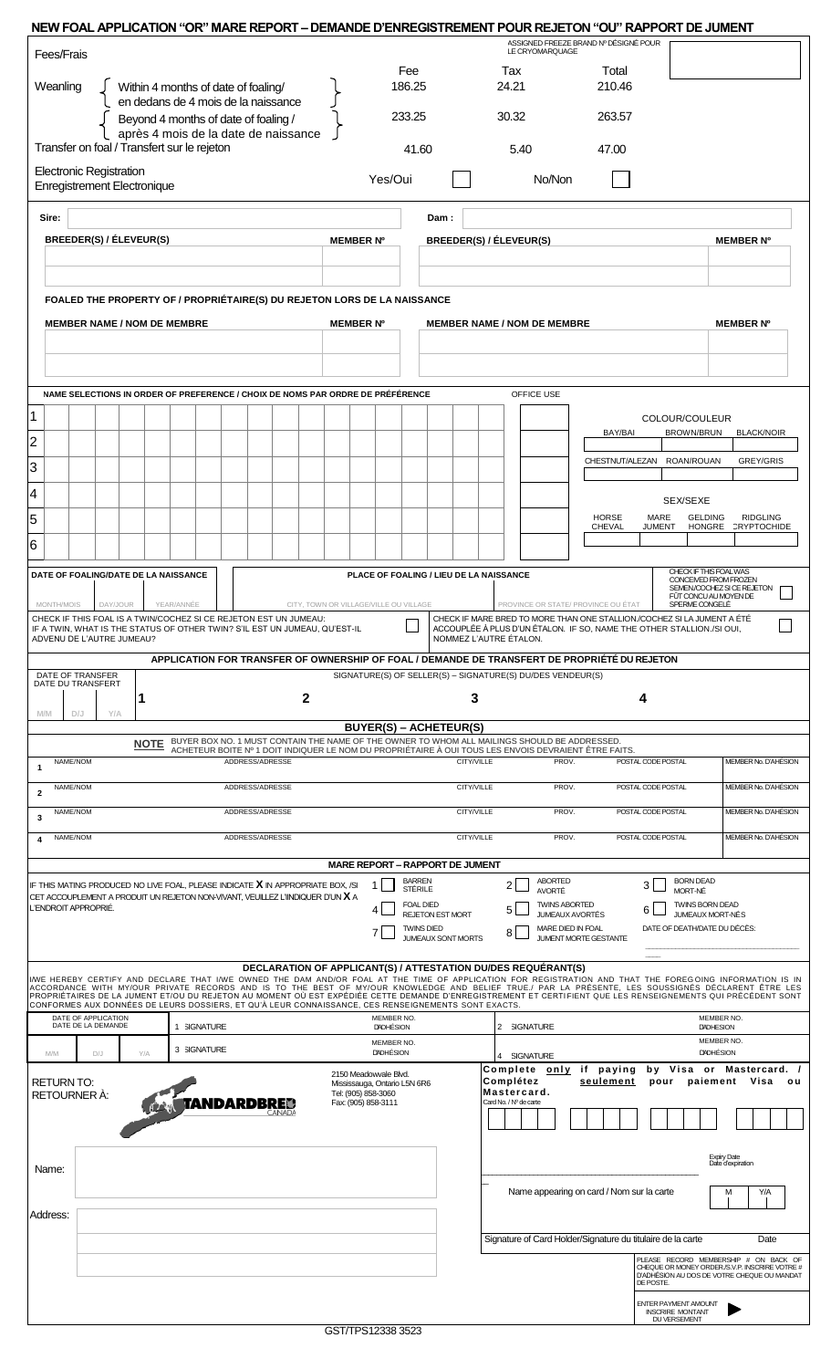# NEW FOAL APPLICATION "OR" MARE REPORT – DEMANDE D'ENREGISTREMENT POUR REJETON "OU" RAPPORT DE JUMENT

ASSIGNED FREEZE BRAND Nº DÉSIGNÉ POUR LE CRYOMARQUAGE

**Fees/Frais**

| | Fee | Tax | Total |
|---|---|---|---|
| Weanling – Within 4 months of date of foaling/ en dedans de 4 mois de la naissance | 186.25 | 24.21 | 210.46 |
| Weanling – Beyond 4 months of date of foaling / après 4 mois de la date de naissance | 233.25 | 30.32 | 263.57 |
| Transfer on foal / Transfert sur le rejeton | 41.60 | 5.40 | 47.00 |

Electronic Registration / Enregistrement Electronique — Yes/Oui ☐ No/Non ☐

**Sire:** | **Dam :**

| BREEDER(S) / ÉLEVEUR(S) | MEMBER Nº | BREEDER(S) / ÉLEVEUR(S) | MEMBER Nº |
|---|---|---|---|
| | | | |
| | | | |

**FOALED THE PROPERTY OF / PROPRIÉTAIRE(S) DU REJETON LORS DE LA NAISSANCE**

| MEMBER NAME / NOM DE MEMBRE | MEMBER Nº | MEMBER NAME / NOM DE MEMBRE | MEMBER Nº |
|---|---|---|---|
| | | | |
| | | | |

**NAME SELECTIONS IN ORDER OF PREFERENCE / CHOIX DE NOMS PAR ORDRE DE PRÉFÉRENCE** — OFFICE USE

1.
2.
3.
4.
5.
6.

COLOUR/COULEUR: BAY/BAI — BROWN/BRUN — BLACK/NOIR — CHESTNUT/ALEZAN — ROAN/ROUAN — GREY/GRIS

SEX/SEXE: HORSE CHEVAL — MARE JUMENT — GELDING HONGRE — RIDGLING CRYPTOCHIDE

**DATE OF FOALING/DATE DE LA NAISSANCE**: MONTH/MOIS — DAY/JOUR — YEAR/ANNÉE

**PLACE OF FOALING / LIEU DE LA NAISSANCE**: CITY, TOWN OR VILLAGE/VILLE OU VILLAGE — PROVINCE OR STATE/ PROVINCE OU ÉTAT

CHECK IF THIS FOAL WAS CONCEIVED FROM FROZEN SEMEN/COCHEZ SI CE REJETON FÛT CONCU AU MOYEN DE SPERME CONGELÉ ☐

CHECK IF THIS FOAL IS A TWIN/COCHEZ SI CE REJETON EST UN JUMEAU: IF A TWIN, WHAT IS THE STATUS OF OTHER TWIN? S'IL EST UN JUMEAU, QU'EST-IL ADVENU DE L'AUTRE JUMEAU? ☐

CHECK IF MARE BRED TO MORE THAN ONE STALLION./COCHEZ SI LA JUMENT A ÉTÉ ACCOUPLÉE À PLUS D'UN ÉTALON. IF SO, NAME THE OTHER STALLION./SI OUI, NOMMEZ L'AUTRE ÉTALON. ☐

## APPLICATION FOR TRANSFER OF OWNERSHIP OF FOAL / DEMANDE DE TRANSFERT DE PROPRIÉTÉ DU REJETON

DATE OF TRANSFER / DATE DU TRANSFERT: M/M — D/J — Y/A

SIGNATURE(S) OF SELLER(S) – SIGNATURE(S) DU/DES VENDEUR(S): 1 — 2 — 3 — 4

## BUYER(S) – ACHETEUR(S)

**NOTE** BUYER BOX NO. 1 MUST CONTAIN THE NAME OF THE OWNER TO WHOM ALL MAILINGS SHOULD BE ADDRESSED. ACHETEUR BOITE Nº 1 DOIT INDIQUER LE NOM DU PROPRIÉTAIRE À OUI TOUS LES ENVOIS DEVRAIENT ÊTRE FAITS.

| | NAME/NOM | ADDRESS/ADRESSE | CITY/VILLE | PROV. | POSTAL CODE POSTAL | MEMBER No. D'ADHÉSION |
|---|---|---|---|---|---|---|
| 1 | | | | | | |
| 2 | | | | | | |
| 3 | | | | | | |
| 4 | | | | | | |

## MARE REPORT – RAPPORT DE JUMENT

IF THIS MATING PRODUCED NO LIVE FOAL, PLEASE INDICATE **X** IN APPROPRIATE BOX. /SI CET ACCOUPLEMENT A PRODUIT UN REJETON NON-VIVANT, VEUILLEZ L'INDIQUER D'UN **X** A L'ENDROIT APPROPRIÉ.

1 ☐ BARREN STÉRILE
2 ☐ ABORTED AVORTÉ
3 ☐ BORN DEAD MORT-NÉ
4 ☐ FOAL DIED REJETON EST MORT
5 ☐ TWINS ABORTED JUMEAUX AVORTÉS
6 ☐ TWINS BORN DEAD JUMEAUX MORT-NÉS
7 ☐ TWINS DIED JUMEAUX SONT MORTS
8 ☐ MARE DIED IN FOAL JUMENT MORTE GESTANTE

DATE OF DEATH/DATE DU DÉCÈS:

## DECLARATION OF APPLICANT(S) / ATTESTATION DU/DES REQUÉRANT(S)

I/WE HEREBY CERTIFY AND DECLARE THAT I/WE OWNED THE DAM AND/OR FOAL AT THE TIME OF APPLICATION FOR REGISTRATION AND THAT THE FOREGOING INFORMATION IS IN ACCORDANCE WITH MY/OUR PRIVATE RECORDS AND IS TO THE BEST OF MY/OUR KNOWLEDGE AND BELIEF TRUE./ PAR LA PRÉSENTE, LES SOUSSIGNÉS DÉCLARENT ÊTRE LES PROPRIÉTAIRES DE LA JUMENT ET/OU DU REJETON AU MOMENT OÙ EST EXPÉDIÉE CETTE DEMANDE D'ENREGISTREMENT ET CERTIFIENT QUE LES RENSEIGNEMENTS QUI PRÉCÈDENT SONT CONFORMES AUX DONNÉES DE LEURS DOSSIERS, ET QU'À LEUR CONNAISSANCE, CES RENSEIGNEMENTS SONT EXACTS.

DATE OF APPLICATION / DATE DE LA DEMANDE: M/M — D/J — Y/A

1 SIGNATURE — MEMBER NO. D'ADHÉSION — 2 SIGNATURE — MEMBER NO. D'ADHÉSION
3 SIGNATURE — MEMBER NO. D'ADHÉSION — 4 SIGNATURE — MEMBER NO. D'ADHÉSION

RETURN TO: / RETOURNER À:

STANDARDBRED CANADA
2150 Meadowvale Blvd.
Mississauga, Ontario L5N 6R6
Tel: (905) 858-3060
Fax: (905) 858-3111

Name:

Address:

Complete only if paying by Visa or Mastercard. / Complétez seulement pour paiement Visa ou Mastercard.

Card No. / Nº de carte

Expiry Date / Date d'expiration: M — Y/A

Name appearing on card / Nom sur la carte

Signature of Card Holder/Signature du titulaire de la carte — Date

PLEASE RECORD MEMBERSHIP # ON BACK OF CHEQUE OR MONEY ORDER./S.V.P. INSCRIRE VOTRE # D'ADHÉSION AU DOS DE VOTRE CHEQUE OU MANDAT DE POSTE.

ENTER PAYMENT AMOUNT / INSCRIRE MONTANT DU VERSEMENT ▶

GST/TPS12338 3523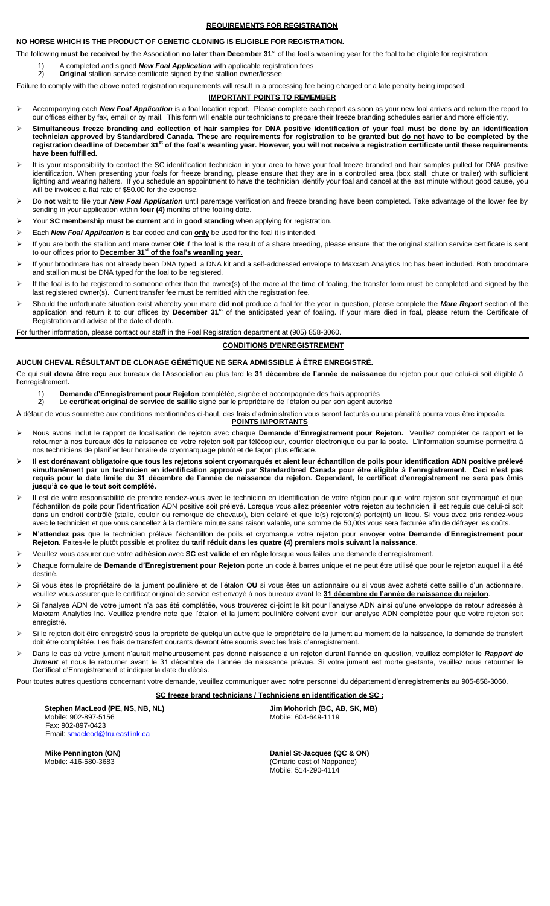## REQUIREMENTS FOR REGISTRATION

**NO HORSE WHICH IS THE PRODUCT OF GENETIC CLONING IS ELIGIBLE FOR REGISTRATION.**

The following **must be received** by the Association **no later than December 31st** of the foal's weanling year for the foal to be eligible for registration:

1) A completed and signed ***New Foal Application*** with applicable registration fees
2) **Original** stallion service certificate signed by the stallion owner/lessee

Failure to comply with the above noted registration requirements will result in a processing fee being charged or a late penalty being imposed.

## IMPORTANT POINTS TO REMEMBER

- Accompanying each ***New Foal Application*** is a foal location report. Please complete each report as soon as your new foal arrives and return the report to our offices either by fax, email or by mail. This form will enable our technicians to prepare their freeze branding schedules earlier and more efficiently.
- **Simultaneous freeze branding and collection of hair samples for DNA positive identification of your foal must be done by an identification technician approved by Standardbred Canada. These are requirements for registration to be granted but do not have to be completed by the registration deadline of December 31st of the foal's weanling year. However, you will not receive a registration certificate until these requirements have been fulfilled.**
- It is your responsibility to contact the SC identification technician in your area to have your foal freeze branded and hair samples pulled for DNA positive identification. When presenting your foals for freeze branding, please ensure that they are in a controlled area (box stall, chute or trailer) with sufficient lighting and wearing halters. If you schedule an appointment to have the technician identify your foal and cancel at the last minute without good cause, you will be invoiced a flat rate of $50.00 for the expense.
- Do **not** wait to file your ***New Foal Application*** until parentage verification and freeze branding have been completed. Take advantage of the lower fee by sending in your application within **four (4)** months of the foaling date.
- Your **SC membership must be current** and in **good standing** when applying for registration.
- Each ***New Foal Application*** is bar coded and can **only** be used for the foal it is intended.
- If you are both the stallion and mare owner **OR** if the foal is the result of a share breeding, please ensure that the original stallion service certificate is sent to our offices prior to **December 31st of the foal's weanling year.**
- If your broodmare has not already been DNA typed, a DNA kit and a self-addressed envelope to Maxxam Analytics Inc has been included. Both broodmare and stallion must be DNA typed for the foal to be registered.
- If the foal is to be registered to someone other than the owner(s) of the mare at the time of foaling, the transfer form must be completed and signed by the last registered owner(s). Current transfer fee must be remitted with the registration fee.
- Should the unfortunate situation exist whereby your mare **did not** produce a foal for the year in question, please complete the ***Mare Report*** section of the application and return it to our offices by **December 31st** of the anticipated year of foaling. If your mare died in foal, please return the Certificate of Registration and advise of the date of death.

For further information, please contact our staff in the Foal Registration department at (905) 858-3060.

## CONDITIONS D'ENREGISTREMENT

**AUCUN CHEVAL RÉSULTANT DE CLONAGE GÉNÉTIQUE NE SERA ADMISSIBLE À ÊTRE ENREGISTRÉ.**

Ce qui suit **devra être reçu** aux bureaux de l'Association au plus tard le **31 décembre de l'année de naissance** du rejeton pour que celui-ci soit éligible à l'enregistrement**.**

1) **Demande d'Enregistrement pour Rejeton** complétée, signée et accompagnée des frais appropriés
2) Le **certificat original de service de saillie** signé par le propriétaire de l'étalon ou par son agent autorisé

À défaut de vous soumettre aux conditions mentionnées ci-haut, des frais d'administration vous seront facturés ou une pénalité pourra vous être imposée.

## POINTS IMPORTANTS

- Nous avons inclut le rapport de localisation de rejeton avec chaque **Demande d'Enregistrement pour Rejeton.** Veuillez compléter ce rapport et le retourner à nos bureaux dès la naissance de votre rejeton soit par télécopieur, courrier électronique ou par la poste. L'information soumise permettra à nos techniciens de planifier leur horaire de cryomarquage plutôt et de façon plus efficace.
- **Il est dorénavant obligatoire que tous les rejetons soient cryomarqués et aient leur échantillon de poils pour identification ADN positive prélevé simultanément par un technicien en identification approuvé par Standardbred Canada pour être éligible à l'enregistrement. Ceci n'est pas requis pour la date limite du 31 décembre de l'année de naissance du rejeton. Cependant, le certificat d'enregistrement ne sera pas émis jusqu'à ce que le tout soit complété.**
- Il est de votre responsabilité de prendre rendez-vous avec le technicien en identification de votre région pour que votre rejeton soit cryomarqué et que l'échantillon de poils pour l'identification ADN positive soit prélevé. Lorsque vous allez présenter votre rejeton au technicien, il est requis que celui-ci soit dans un endroit contrôlé (stalle, couloir ou remorque de chevaux), bien éclairé et que le(s) rejeton(s) porte(nt) un licou. Si vous avez pris rendez-vous avec le technicien et que vous cancellez à la dernière minute sans raison valable, une somme de 50,00$ vous sera facturée afin de défrayer les coûts.
- **N'attendez pas** que le technicien prélève l'échantillon de poils et cryomarque votre rejeton pour envoyer votre **Demande d'Enregistrement pour Rejeton.** Faites-le le plutôt possible et profitez du **tarif réduit dans les quatre (4) premiers mois suivant la naissance**.
- Veuillez vous assurer que votre **adhésion** avec **SC est valide et en règle** lorsque vous faites une demande d'enregistrement.
- Chaque formulaire de **Demande d'Enregistrement pour Rejeton** porte un code à barres unique et ne peut être utilisé que pour le rejeton auquel il a été destiné.
- Si vous êtes le propriétaire de la jument poulinière et de l'étalon **OU** si vous êtes un actionnaire ou si vous avez acheté cette saillie d'un actionnaire, veuillez vous assurer que le certificat original de service est envoyé à nos bureaux avant le **31 décembre de l'année de naissance du rejeton**.
- Si l'analyse ADN de votre jument n'a pas été complétée, vous trouverez ci-joint le kit pour l'analyse ADN ainsi qu'une enveloppe de retour adressée à Maxxam Analytics Inc. Veuillez prendre note que l'étalon et la jument poulinière doivent avoir leur analyse ADN complétée pour que votre rejeton soit enregistré.
- Si le rejeton doit être enregistré sous la propriété de quelqu'un autre que le propriétaire de la jument au moment de la naissance, la demande de transfert doit être complétée. Les frais de transfert courants devront être soumis avec les frais d'enregistrement.
- Dans le cas où votre jument n'aurait malheureusement pas donné naissance à un rejeton durant l'année en question, veuillez compléter le ***Rapport de Jument*** et nous le retourner avant le 31 décembre de l'année de naissance prévue. Si votre jument est morte gestante, veuillez nous retourner le Certificat d'Enregistrement et indiquer la date du décès.

Pour toutes autres questions concernant votre demande, veuillez communiquer avec notre personnel du département d'enregistrements au 905-858-3060.

## SC freeze brand technicians / Techniciens en identification de SC :

**Stephen MacLeod (PE, NS, NB, NL)**
Mobile: 902-897-5156
Fax: 902-897-0423
Email: smacleod@tru.eastlink.ca

**Jim Mohorich (BC, AB, SK, MB)**
Mobile: 604-649-1119

**Mike Pennington (ON)**
Mobile: 416-580-3683

**Daniel St-Jacques (QC & ON)**
(Ontario east of Nappanee)
Mobile: 514-290-4114